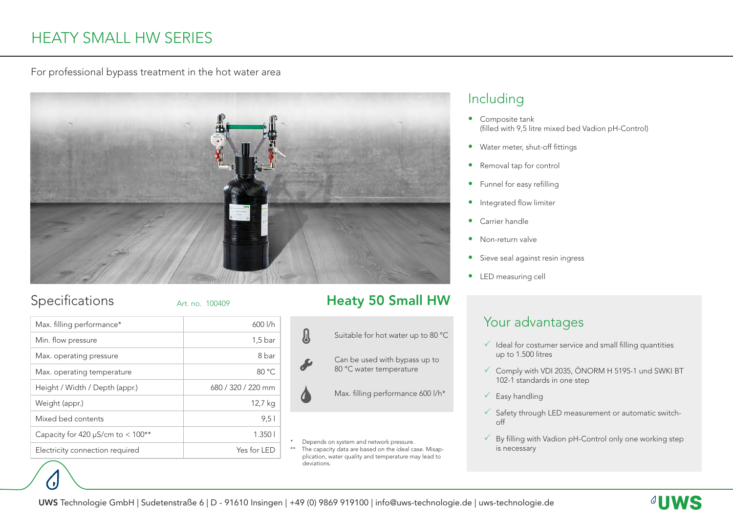# HEATY SMALL HW SERIES

For professional bypass treatment in the hot water area

## Including

- Composite tank
  (filled with 9,5 litre mixed bed Vadion pH-Control)
- Water meter, shut-off fittings
- Removal tap for control
- Funnel for easy refilling
- Integrated flow limiter
- Carrier handle
- Non-return valve
- Sieve seal against resin ingress
- LED measuring cell

## Specifications

Art. no. 100409

| Max. filling performance* | 600 l/h |
|---|---|
| Min. flow pressure | 1,5 bar |
| Max. operating pressure | 8 bar |
| Max. operating temperature | 80 °C |
| Height / Width / Depth (appr.) | 680 / 320 / 220 mm |
| Weight (appr.) | 12,7 kg |
| Mixed bed contents | 9,5 l |
| Capacity for 420 µS/cm to < 100** | 1.350 l |
| Electricity connection required | Yes for LED |

## Heaty 50 Small HW

- Suitable for hot water up to 80 °C
- Can be used with bypass up to 80 °C water temperature
- Max. filling performance 600 l/h*

\* Depends on system and network pressure.
\*\* The capacity data are based on the ideal case. Misapplication, water quality and temperature may lead to deviations.

## Your advantages

- ✓ Ideal for costumer service and small filling quantities up to 1.500 litres
- ✓ Comply with VDI 2035, ÖNORM H 5195-1 und SWKI BT 102-1 standards in one step
- ✓ Easy handling
- ✓ Safety through LED measurement or automatic switch-off
- ✓ By filling with Vadion pH-Control only one working step is necessary

**UWS** Technologie GmbH | Sudetenstraße 6 | D - 91610 Insingen | +49 (0) 9869 919100 | info@uws-technologie.de | uws-technologie.de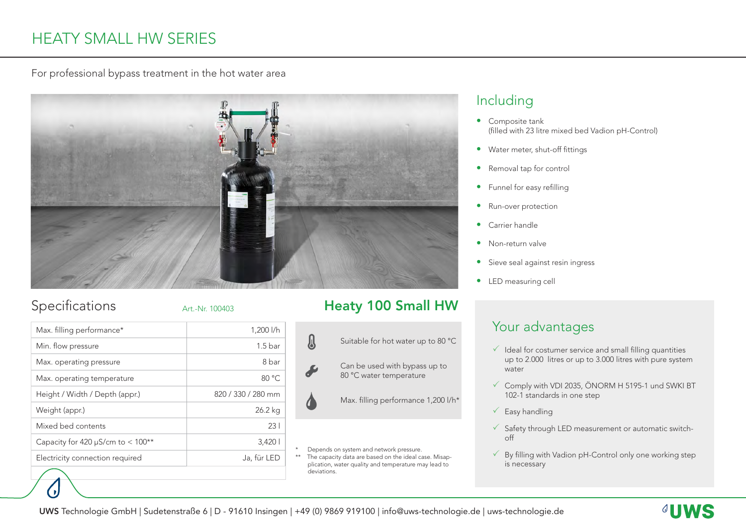# HEATY SMALL HW SERIES

For professional bypass treatment in the hot water area

## Including

- Composite tank
  (filled with 23 litre mixed bed Vadion pH-Control)
- Water meter, shut-off fittings
- Removal tap for control
- Funnel for easy refilling
- Run-over protection
- Carrier handle
- Non-return valve
- Sieve seal against resin ingress
- LED measuring cell

## Specifications

Art.-Nr. 100403

| | |
|---|---|
| Max. filling performance* | 1,200 l/h |
| Min. flow pressure | 1.5 bar |
| Max. operating pressure | 8 bar |
| Max. operating temperature | 80 °C |
| Height / Width / Depth (appr.) | 820 / 330 / 280 mm |
| Weight (appr.) | 26.2 kg |
| Mixed bed contents | 23 l |
| Capacity for 420 µS/cm to < 100** | 3,420 l |
| Electricity connection required | Ja, für LED |

## Heaty 100 Small HW

- Suitable for hot water up to 80 °C
- Can be used with bypass up to 80 °C water temperature
- Max. filling performance 1,200 l/h*

\* Depends on system and network pressure.
\*\* The capacity data are based on the ideal case. Misapplication, water quality and temperature may lead to deviations.

## Your advantages

- ✓ Ideal for costumer service and small filling quantities up to 2.000 litres or up to 3.000 litres with pure system water
- ✓ Comply with VDI 2035, ÖNORM H 5195-1 und SWKI BT 102-1 standards in one step
- ✓ Easy handling
- ✓ Safety through LED measurement or automatic switch-off
- ✓ By filling with Vadion pH-Control only one working step is necessary

**UWS** Technologie GmbH | Sudetenstraße 6 | D - 91610 Insingen | +49 (0) 9869 919100 | info@uws-technologie.de | uws-technologie.de